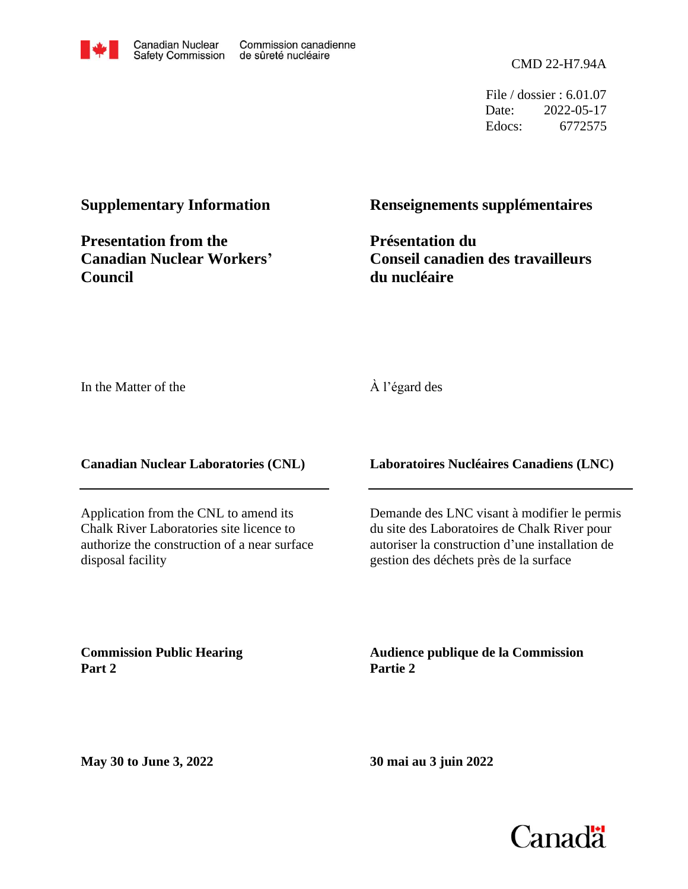Canadian Nuclear Safety Commission | Commission canadienne de sûreté nucléaire

CMD 22-H7.94A

File / dossier : 6.01.07
Date: 2022-05-17
Edocs: 6772575

**Supplementary Information**

**Presentation from the Canadian Nuclear Workers' Council**

In the Matter of the

**Canadian Nuclear Laboratories (CNL)**

Application from the CNL to amend its Chalk River Laboratories site licence to authorize the construction of a near surface disposal facility

**Commission Public Hearing Part 2**

**May 30 to June 3, 2022**

**Renseignements supplémentaires**

**Présentation du Conseil canadien des travailleurs du nucléaire**

À l'égard des

**Laboratoires Nucléaires Canadiens (LNC)**

Demande des LNC visant à modifier le permis du site des Laboratoires de Chalk River pour autoriser la construction d'une installation de gestion des déchets près de la surface

**Audience publique de la Commission Partie 2**

**30 mai au 3 juin 2022**

Canada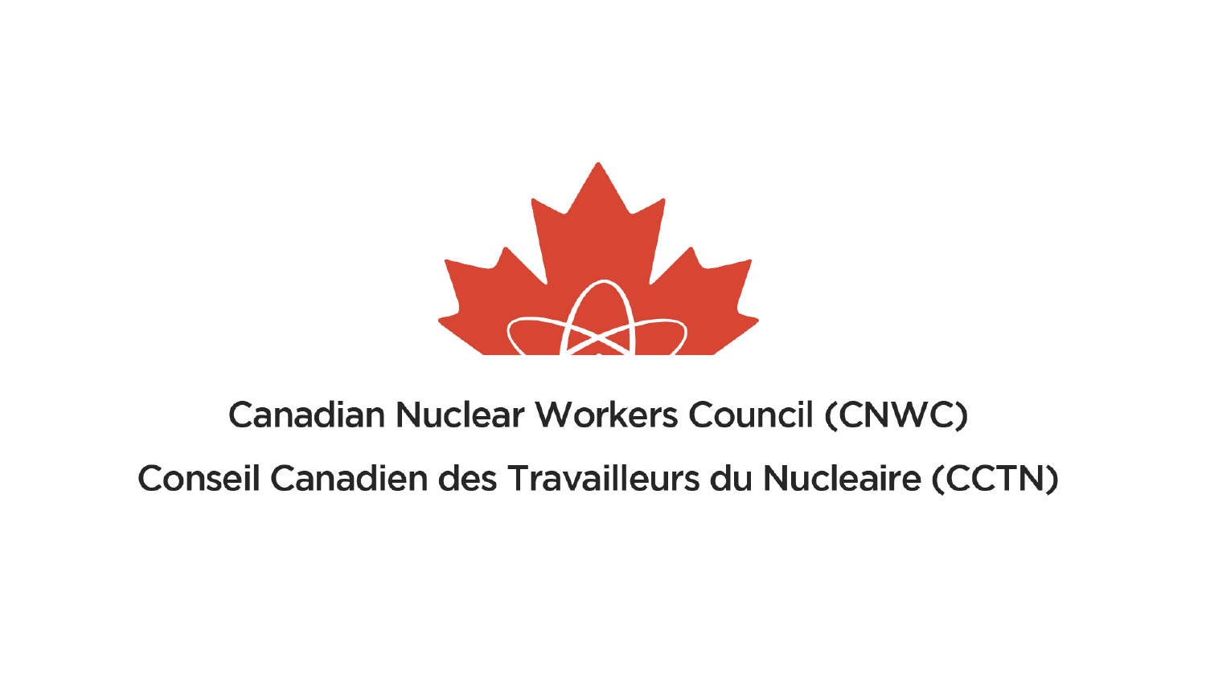Canadian Nuclear Workers Council (CNWC)

Conseil Canadien des Travailleurs du Nucleaire (CCTN)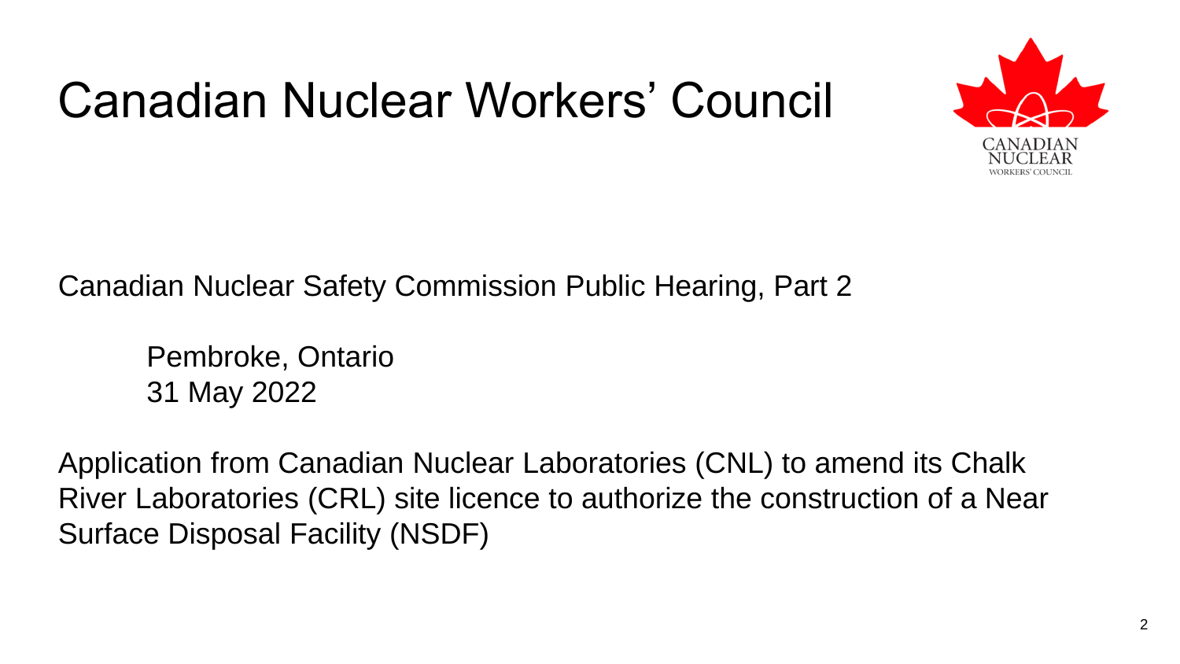# Canadian Nuclear Workers' Council

Canadian Nuclear Safety Commission Public Hearing, Part 2

Pembroke, Ontario
31 May 2022

Application from Canadian Nuclear Laboratories (CNL) to amend its Chalk River Laboratories (CRL) site licence to authorize the construction of a Near Surface Disposal Facility (NSDF)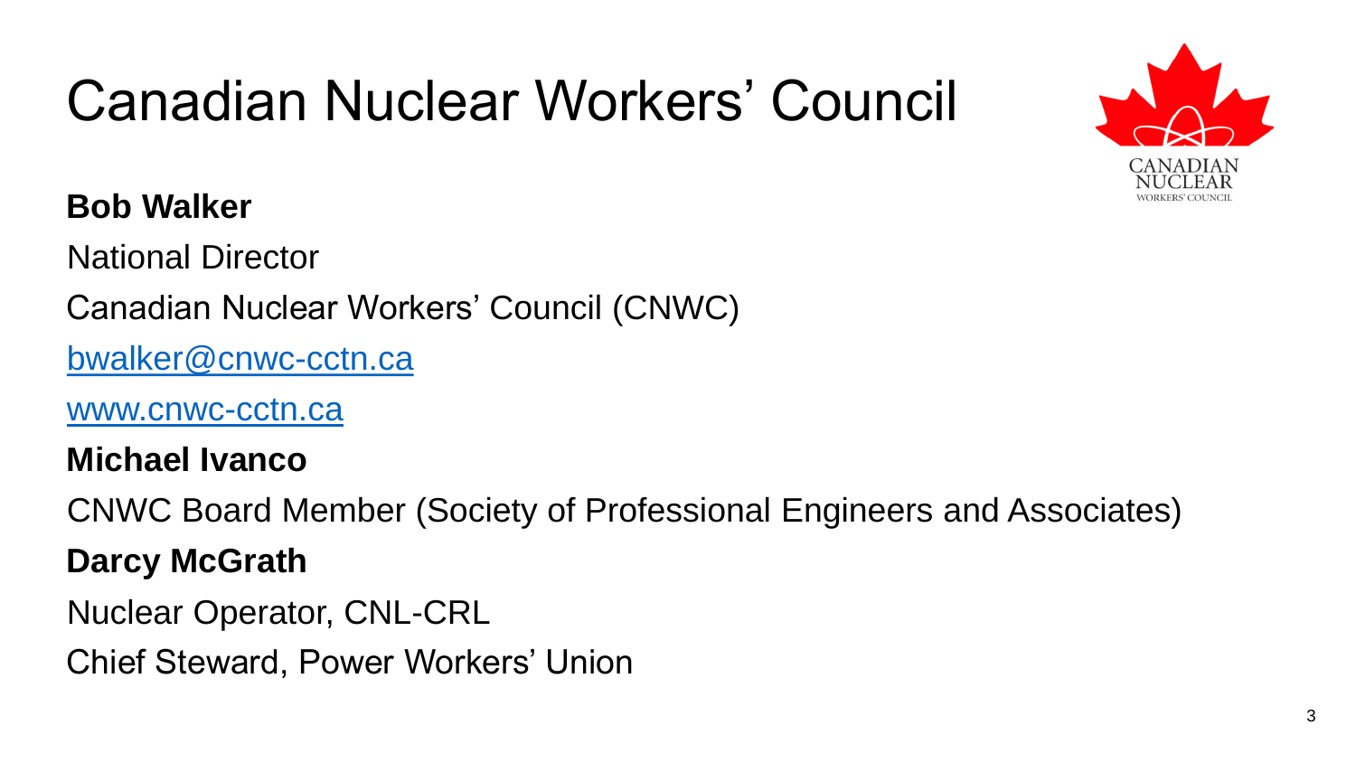# Canadian Nuclear Workers' Council

**Bob Walker**

National Director

Canadian Nuclear Workers' Council (CNWC)

bwalker@cnwc-cctn.ca

www.cnwc-cctn.ca

**Michael Ivanco**

CNWC Board Member (Society of Professional Engineers and Associates)

**Darcy McGrath**

Nuclear Operator, CNL-CRL

Chief Steward, Power Workers' Union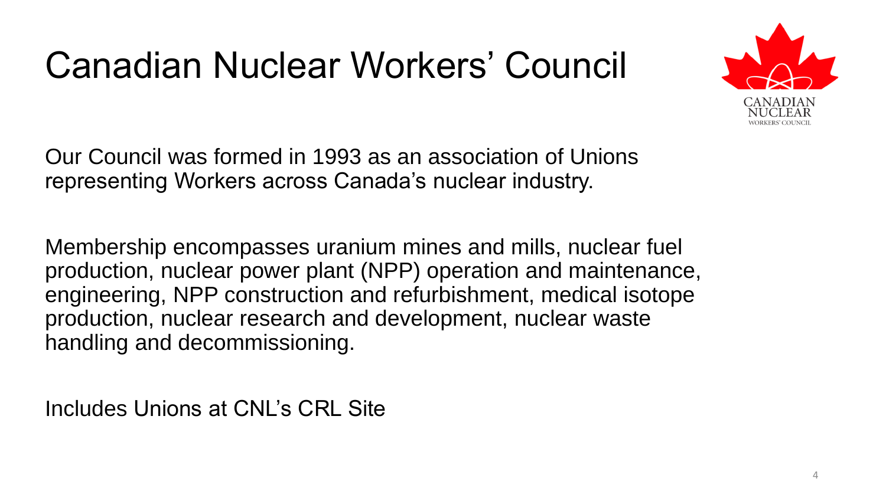# Canadian Nuclear Workers' Council

Our Council was formed in 1993 as an association of Unions representing Workers across Canada's nuclear industry.

Membership encompasses uranium mines and mills, nuclear fuel production, nuclear power plant (NPP) operation and maintenance, engineering, NPP construction and refurbishment, medical isotope production, nuclear research and development, nuclear waste handling and decommissioning.

Includes Unions at CNL's CRL Site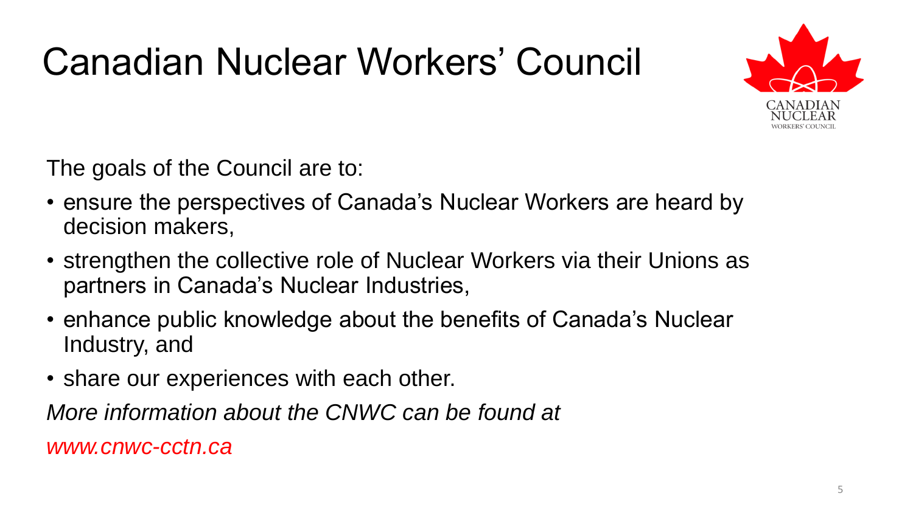# Canadian Nuclear Workers' Council

The goals of the Council are to:

- ensure the perspectives of Canada's Nuclear Workers are heard by decision makers,
- strengthen the collective role of Nuclear Workers via their Unions as partners in Canada's Nuclear Industries,
- enhance public knowledge about the benefits of Canada's Nuclear Industry, and
- share our experiences with each other.

*More information about the CNWC can be found at*

*www.cnwc-cctn.ca*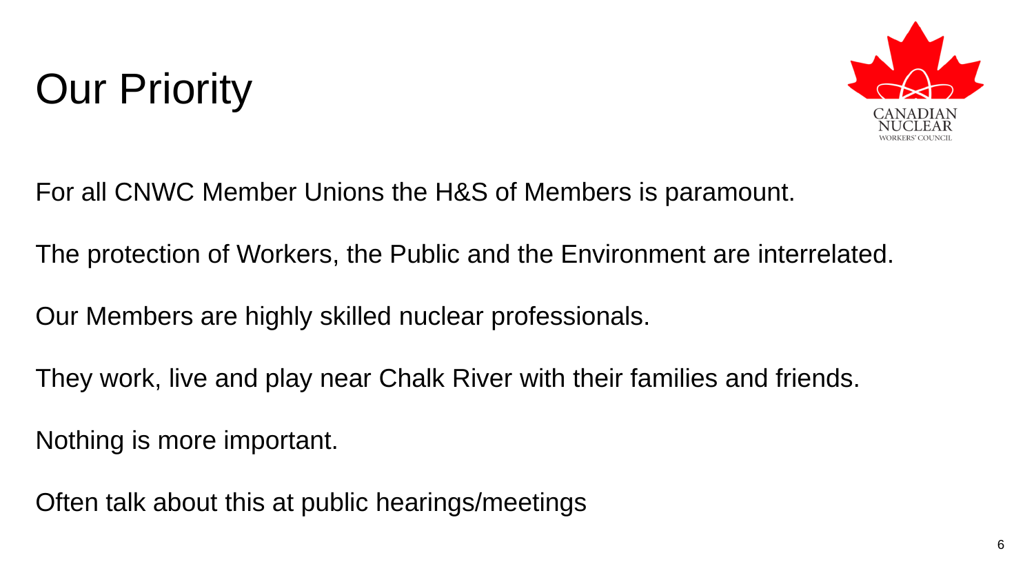# Our Priority

For all CNWC Member Unions the H&S of Members is paramount.

The protection of Workers, the Public and the Environment are interrelated.

Our Members are highly skilled nuclear professionals.

They work, live and play near Chalk River with their families and friends.

Nothing is more important.

Often talk about this at public hearings/meetings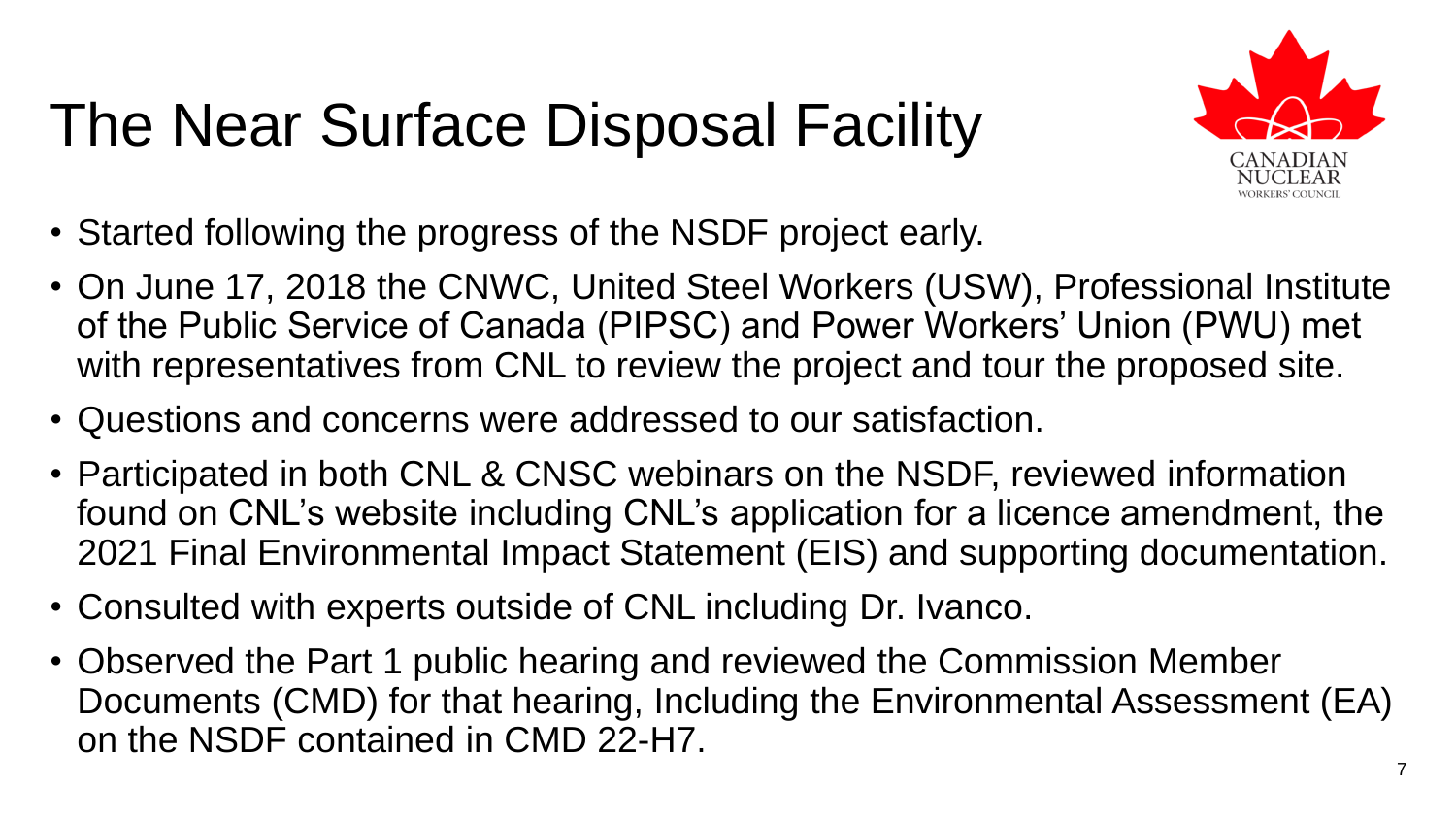# The Near Surface Disposal Facility

- Started following the progress of the NSDF project early.
- On June 17, 2018 the CNWC, United Steel Workers (USW), Professional Institute of the Public Service of Canada (PIPSC) and Power Workers' Union (PWU) met with representatives from CNL to review the project and tour the proposed site.
- Questions and concerns were addressed to our satisfaction.
- Participated in both CNL & CNSC webinars on the NSDF, reviewed information found on CNL's website including CNL's application for a licence amendment, the 2021 Final Environmental Impact Statement (EIS) and supporting documentation.
- Consulted with experts outside of CNL including Dr. Ivanco.
- Observed the Part 1 public hearing and reviewed the Commission Member Documents (CMD) for that hearing, Including the Environmental Assessment (EA) on the NSDF contained in CMD 22-H7.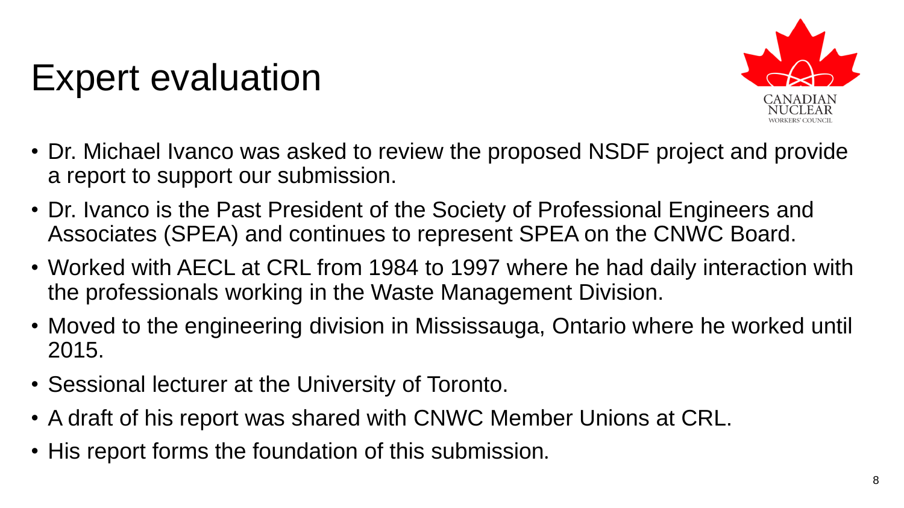# Expert evaluation

- Dr. Michael Ivanco was asked to review the proposed NSDF project and provide a report to support our submission.
- Dr. Ivanco is the Past President of the Society of Professional Engineers and Associates (SPEA) and continues to represent SPEA on the CNWC Board.
- Worked with AECL at CRL from 1984 to 1997 where he had daily interaction with the professionals working in the Waste Management Division.
- Moved to the engineering division in Mississauga, Ontario where he worked until 2015.
- Sessional lecturer at the University of Toronto.
- A draft of his report was shared with CNWC Member Unions at CRL.
- His report forms the foundation of this submission.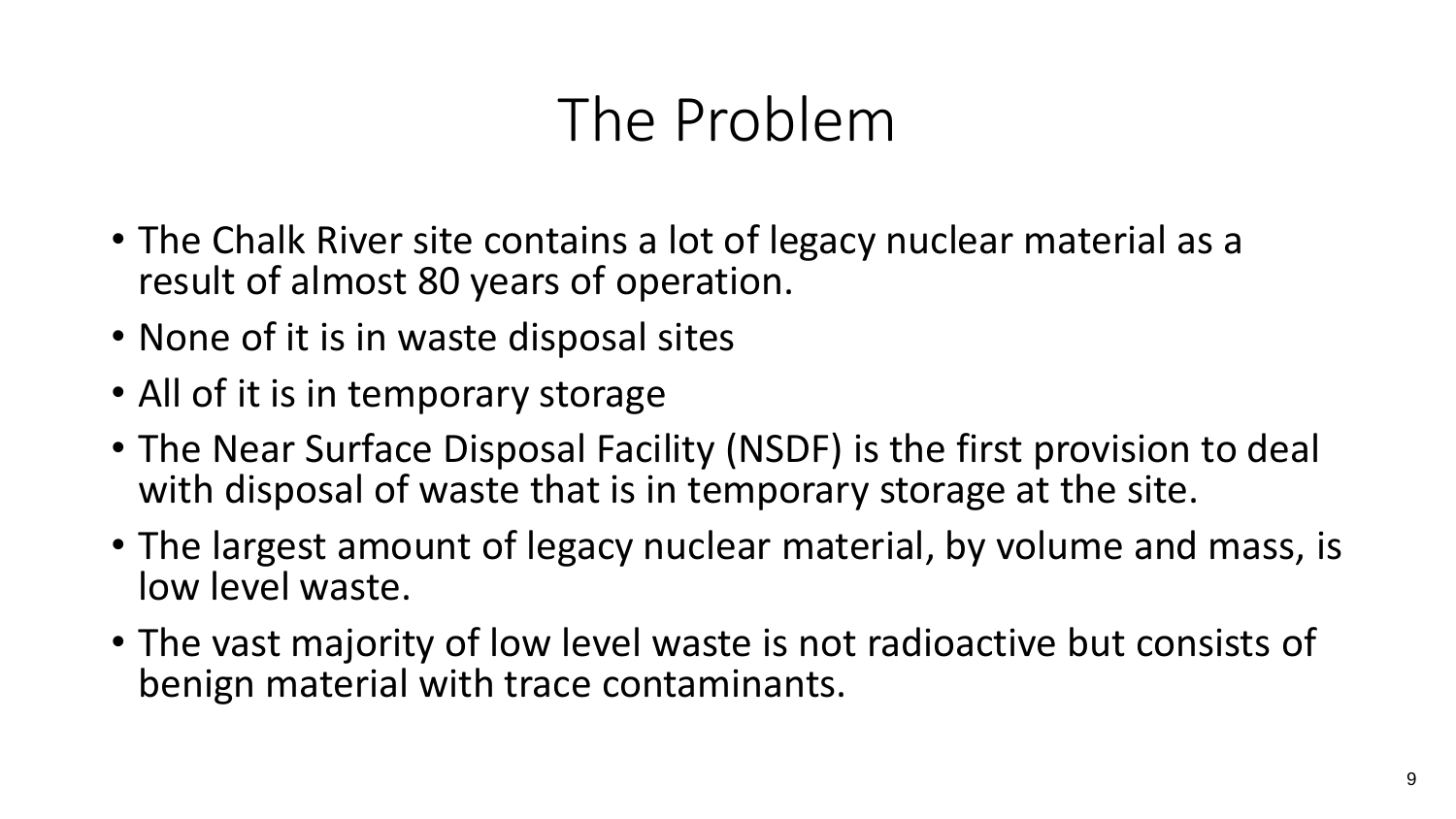# The Problem

- The Chalk River site contains a lot of legacy nuclear material as a result of almost 80 years of operation.
- None of it is in waste disposal sites
- All of it is in temporary storage
- The Near Surface Disposal Facility (NSDF) is the first provision to deal with disposal of waste that is in temporary storage at the site.
- The largest amount of legacy nuclear material, by volume and mass, is low level waste.
- The vast majority of low level waste is not radioactive but consists of benign material with trace contaminants.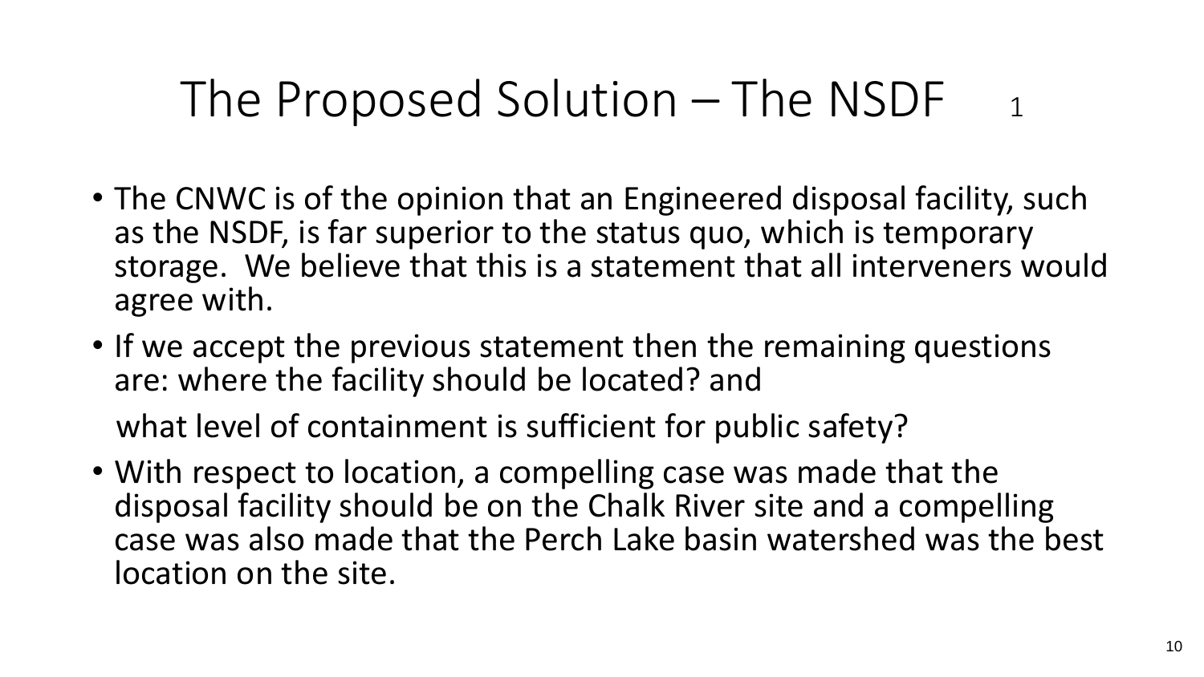# The Proposed Solution – The NSDF 1

- The CNWC is of the opinion that an Engineered disposal facility, such as the NSDF, is far superior to the status quo, which is temporary storage. We believe that this is a statement that all interveners would agree with.
- If we accept the previous statement then the remaining questions are: where the facility should be located? and

  what level of containment is sufficient for public safety?
- With respect to location, a compelling case was made that the disposal facility should be on the Chalk River site and a compelling case was also made that the Perch Lake basin watershed was the best location on the site.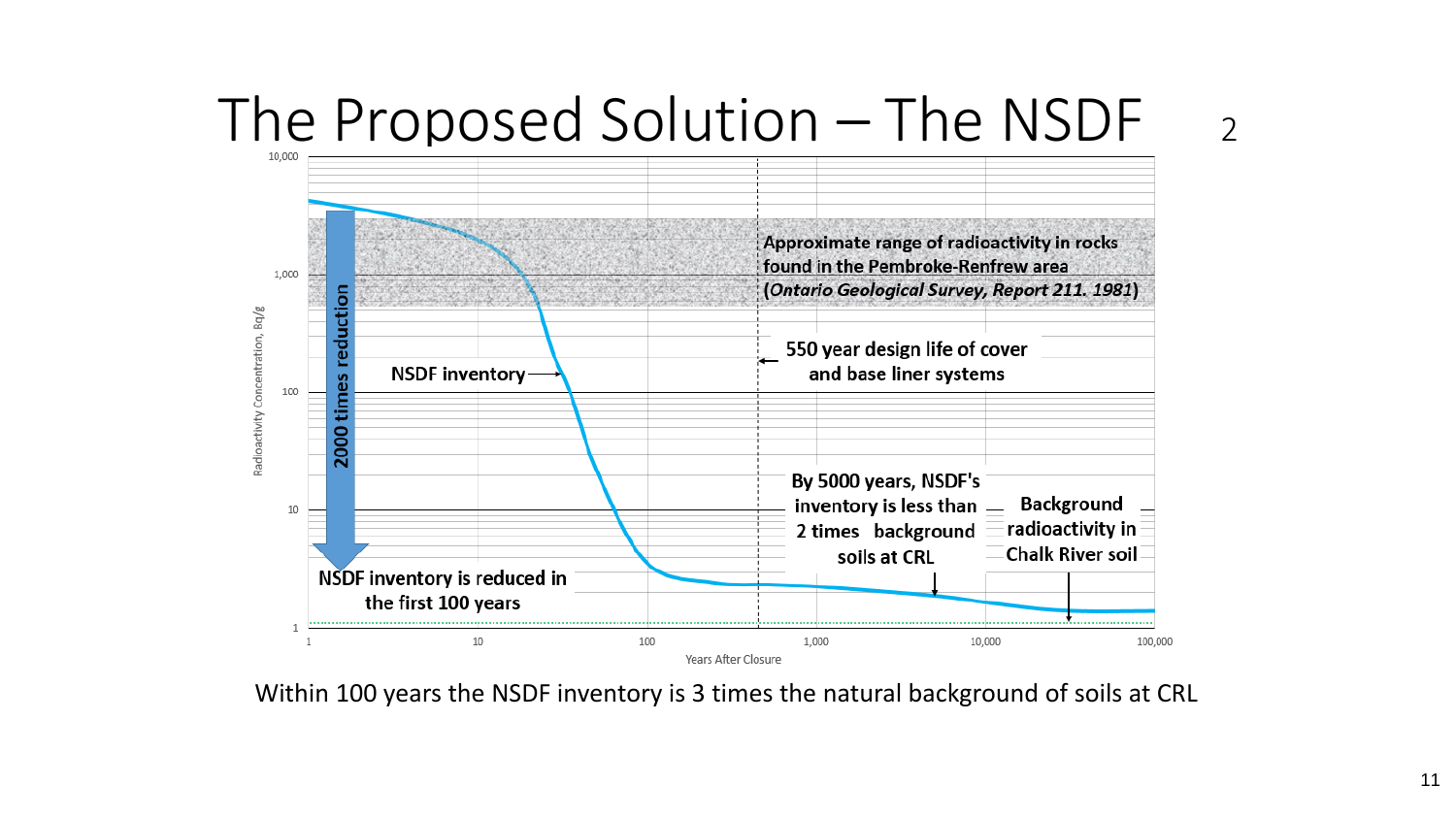# The Proposed Solution – The NSDF 2

Radioactivity Concentration, Bq/g

10,000

1,000

100

10

1

Years After Closure

1 10 100 1,000 10,000 100,000

Approximate range of radioactivity in rocks found in the Pembroke-Renfrew area (*Ontario Geological Survey, Report 211. 1981*)

550 year design life of cover and base liner systems

NSDF inventory

2000 times reduction

By 5000 years, NSDF's inventory is less than 2 times background soils at CRL

Background radioactivity in Chalk River soil

NSDF inventory is reduced in the first 100 years

Within 100 years the NSDF inventory is 3 times the natural background of soils at CRL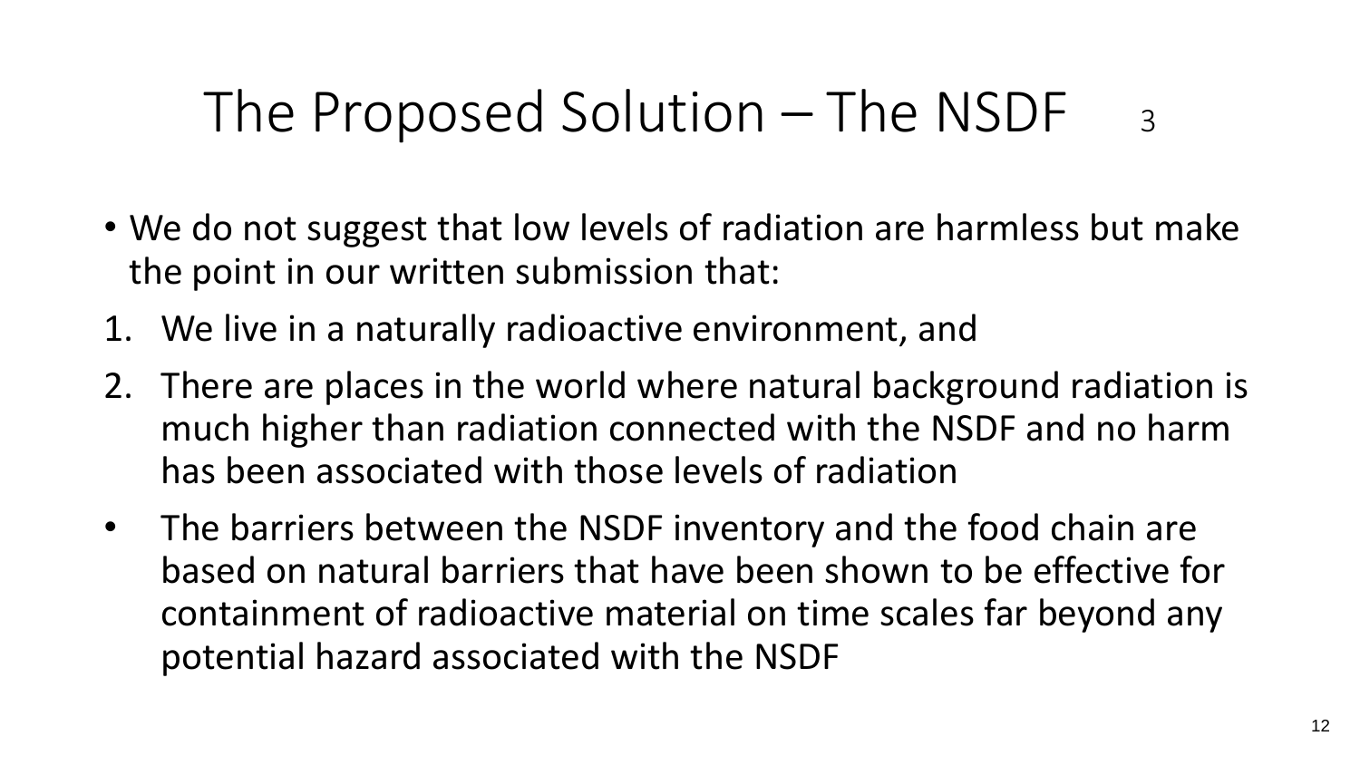# The Proposed Solution – The NSDF 3

- We do not suggest that low levels of radiation are harmless but make the point in our written submission that:

1. We live in a naturally radioactive environment, and
2. There are places in the world where natural background radiation is much higher than radiation connected with the NSDF and no harm has been associated with those levels of radiation

- The barriers between the NSDF inventory and the food chain are based on natural barriers that have been shown to be effective for containment of radioactive material on time scales far beyond any potential hazard associated with the NSDF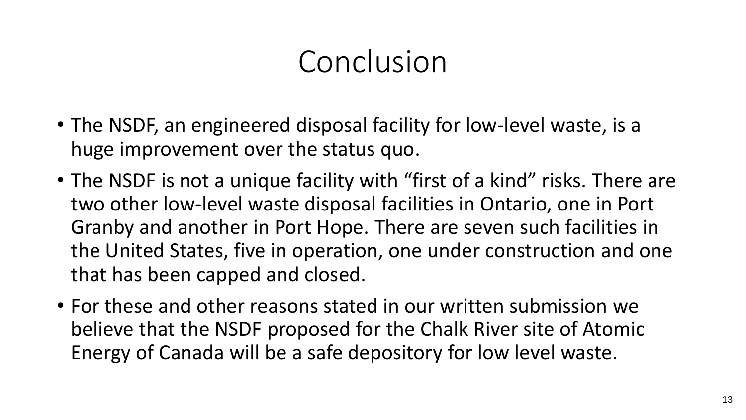# Conclusion

- The NSDF, an engineered disposal facility for low-level waste, is a huge improvement over the status quo.
- The NSDF is not a unique facility with "first of a kind" risks. There are two other low-level waste disposal facilities in Ontario, one in Port Granby and another in Port Hope. There are seven such facilities in the United States, five in operation, one under construction and one that has been capped and closed.
- For these and other reasons stated in our written submission we believe that the NSDF proposed for the Chalk River site of Atomic Energy of Canada will be a safe depository for low level waste.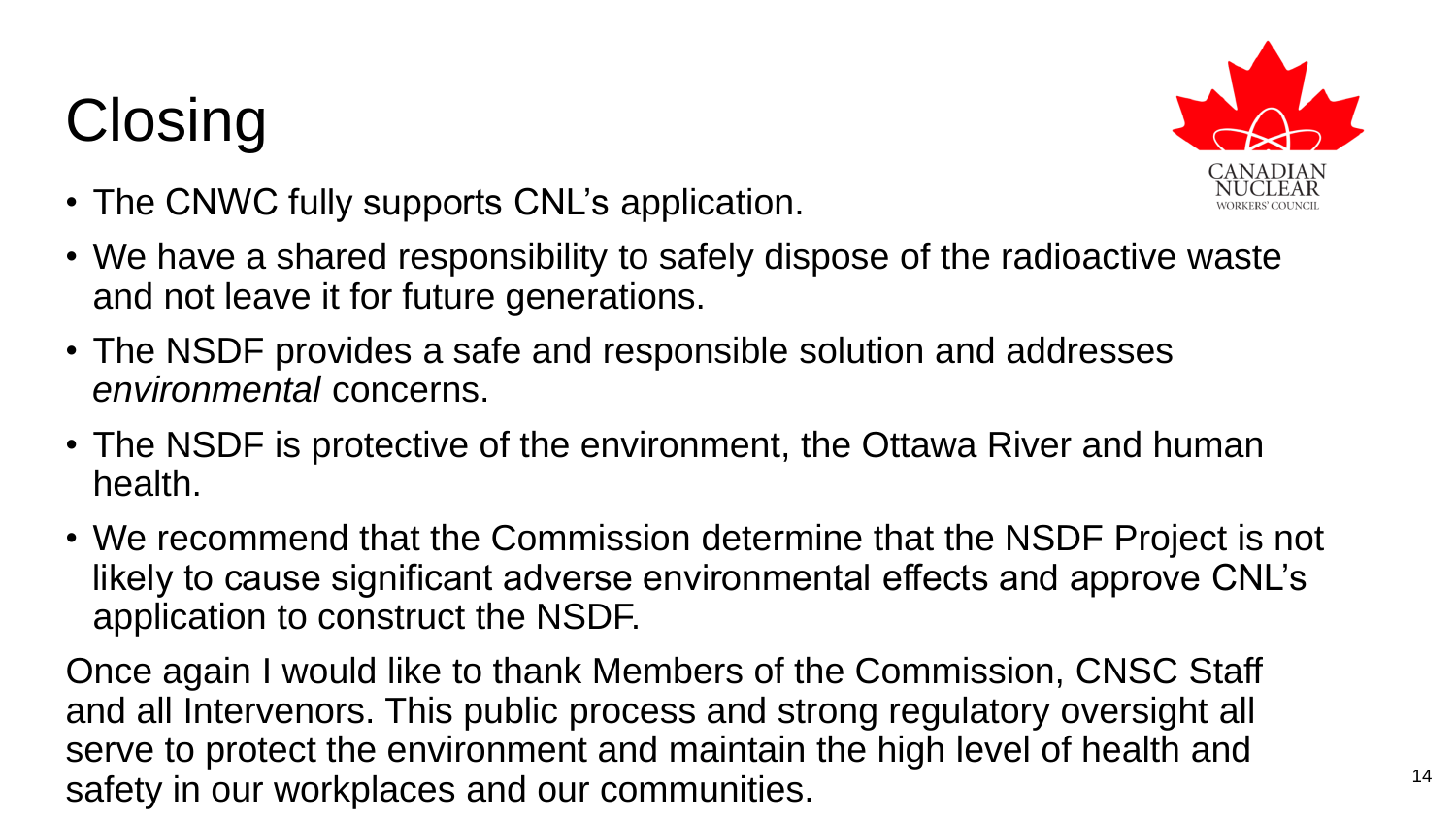# Closing

- The CNWC fully supports CNL's application.
- We have a shared responsibility to safely dispose of the radioactive waste and not leave it for future generations.
- The NSDF provides a safe and responsible solution and addresses *environmental* concerns.
- The NSDF is protective of the environment, the Ottawa River and human health.
- We recommend that the Commission determine that the NSDF Project is not likely to cause significant adverse environmental effects and approve CNL's application to construct the NSDF.

Once again I would like to thank Members of the Commission, CNSC Staff and all Intervenors. This public process and strong regulatory oversight all serve to protect the environment and maintain the high level of health and safety in our workplaces and our communities.